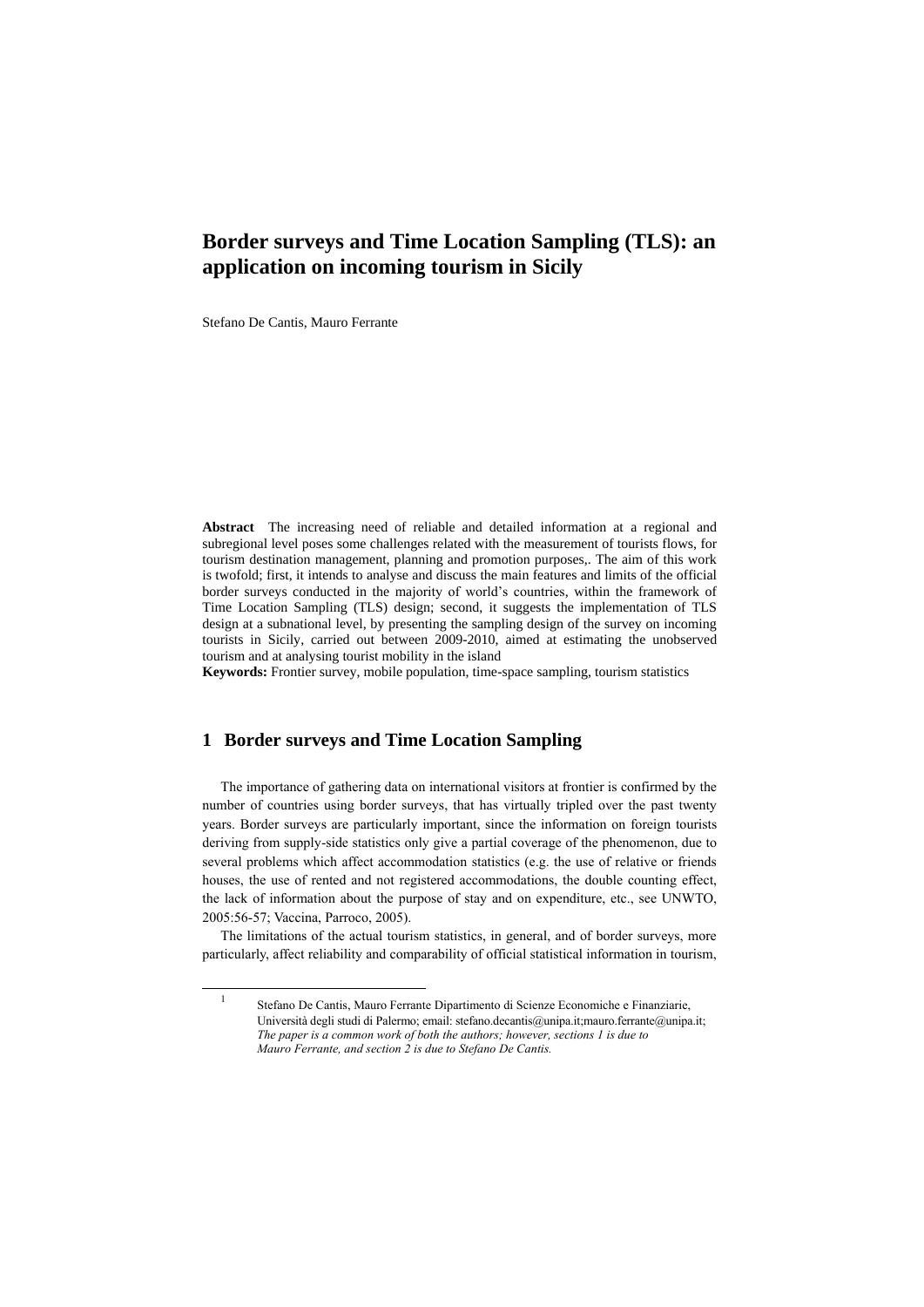# Border surveys and Time Location Sampling (TLS): an application on incoming tourism in Sicily

Stefano De Cantis, Mauro Ferrante

**Abstract** The increasing need of reliable and detailed information at a regional and subregional level poses some challenges related with the measurement of tourists flows, for tourism destination management, planning and promotion purposes,. The aim of this work is twofold; first, it intends to analyse and discuss the main features and limits of the official border surveys conducted in the majority of world's countries, within the framework of Time Location Sampling (TLS) design; second, it suggests the implementation of TLS design at a subnational level, by presenting the sampling design of the survey on incoming tourists in Sicily, carried out between 2009-2010, aimed at estimating the unobserved tourism and at analysing tourist mobility in the island

**Keywords:** Frontier survey, mobile population, time-space sampling, tourism statistics

## 1 Border surveys and Time Location Sampling

The importance of gathering data on international visitors at frontier is confirmed by the number of countries using border surveys, that has virtually tripled over the past twenty years. Border surveys are particularly important, since the information on foreign tourists deriving from supply-side statistics only give a partial coverage of the phenomenon, due to several problems which affect accommodation statistics (e.g. the use of relative or friends houses, the use of rented and not registered accommodations, the double counting effect, the lack of information about the purpose of stay and on expenditure, etc., see UNWTO, 2005:56-57; Vaccina, Parroco, 2005).

The limitations of the actual tourism statistics, in general, and of border surveys, more particularly, affect reliability and comparability of official statistical information in tourism,

[1] Stefano De Cantis, Mauro Ferrante Dipartimento di Scienze Economiche e Finanziarie, Università degli studi di Palermo; email: stefano.decantis@unipa.it;mauro.ferrante@unipa.it; *The paper is a common work of both the authors; however, sections 1 is due to Mauro Ferrante, and section 2 is due to Stefano De Cantis.*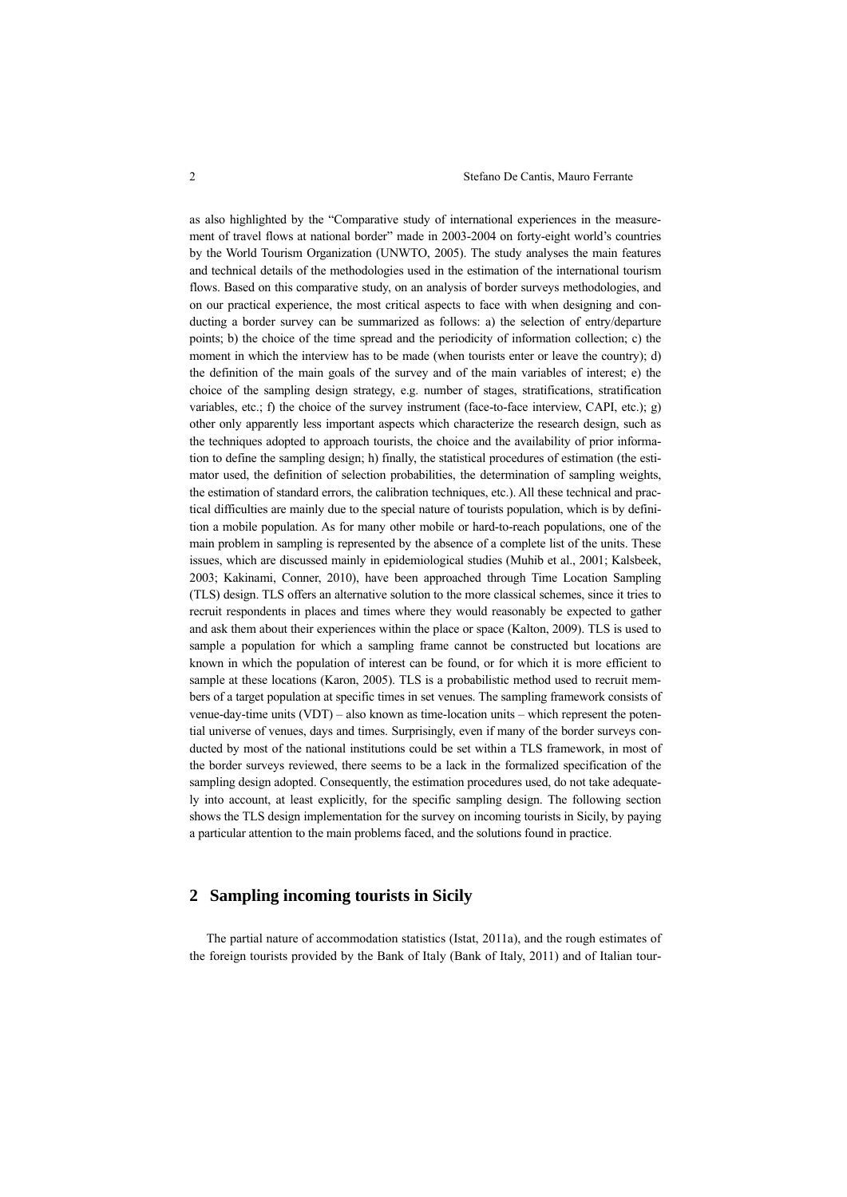as also highlighted by the "Comparative study of international experiences in the measurement of travel flows at national border" made in 2003-2004 on forty-eight world's countries by the World Tourism Organization (UNWTO, 2005). The study analyses the main features and technical details of the methodologies used in the estimation of the international tourism flows. Based on this comparative study, on an analysis of border surveys methodologies, and on our practical experience, the most critical aspects to face with when designing and conducting a border survey can be summarized as follows: a) the selection of entry/departure points; b) the choice of the time spread and the periodicity of information collection; c) the moment in which the interview has to be made (when tourists enter or leave the country); d) the definition of the main goals of the survey and of the main variables of interest; e) the choice of the sampling design strategy, e.g. number of stages, stratifications, stratification variables, etc.; f) the choice of the survey instrument (face-to-face interview, CAPI, etc.); g) other only apparently less important aspects which characterize the research design, such as the techniques adopted to approach tourists, the choice and the availability of prior information to define the sampling design; h) finally, the statistical procedures of estimation (the estimator used, the definition of selection probabilities, the determination of sampling weights, the estimation of standard errors, the calibration techniques, etc.). All these technical and practical difficulties are mainly due to the special nature of tourists population, which is by definition a mobile population. As for many other mobile or hard-to-reach populations, one of the main problem in sampling is represented by the absence of a complete list of the units. These issues, which are discussed mainly in epidemiological studies (Muhib et al., 2001; Kalsbeek, 2003; Kakinami, Conner, 2010), have been approached through Time Location Sampling (TLS) design. TLS offers an alternative solution to the more classical schemes, since it tries to recruit respondents in places and times where they would reasonably be expected to gather and ask them about their experiences within the place or space (Kalton, 2009). TLS is used to sample a population for which a sampling frame cannot be constructed but locations are known in which the population of interest can be found, or for which it is more efficient to sample at these locations (Karon, 2005). TLS is a probabilistic method used to recruit members of a target population at specific times in set venues. The sampling framework consists of venue-day-time units (VDT) – also known as time-location units – which represent the potential universe of venues, days and times. Surprisingly, even if many of the border surveys conducted by most of the national institutions could be set within a TLS framework, in most of the border surveys reviewed, there seems to be a lack in the formalized specification of the sampling design adopted. Consequently, the estimation procedures used, do not take adequately into account, at least explicitly, for the specific sampling design. The following section shows the TLS design implementation for the survey on incoming tourists in Sicily, by paying a particular attention to the main problems faced, and the solutions found in practice.

## 2 Sampling incoming tourists in Sicily

The partial nature of accommodation statistics (Istat, 2011a), and the rough estimates of the foreign tourists provided by the Bank of Italy (Bank of Italy, 2011) and of Italian tour-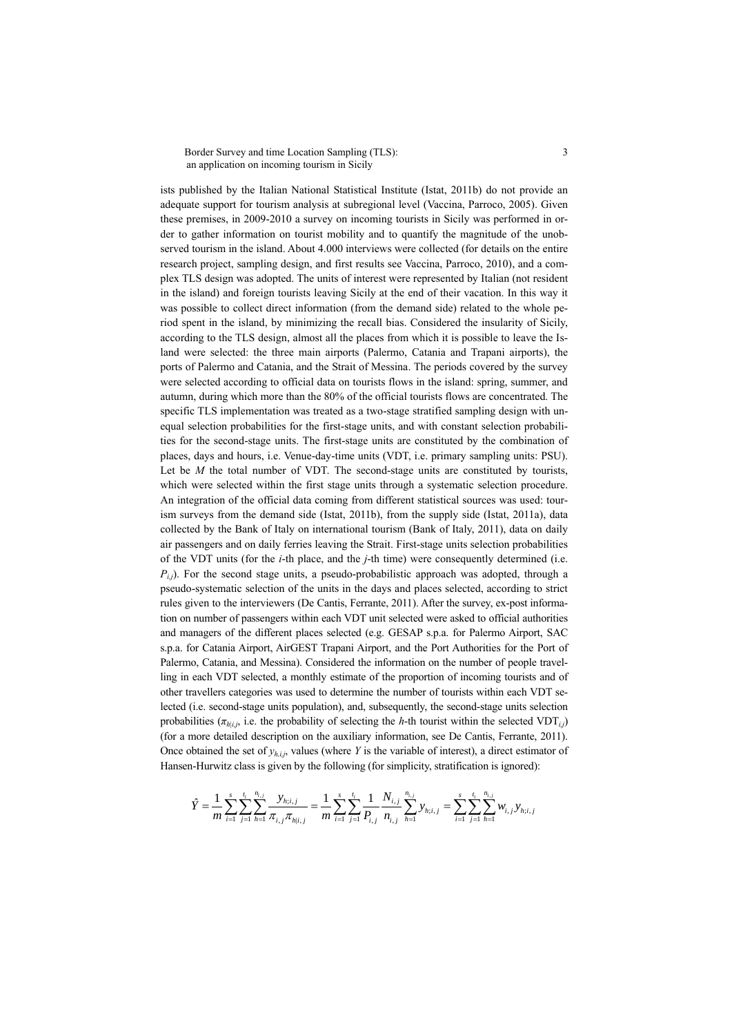ists published by the Italian National Statistical Institute (Istat, 2011b) do not provide an adequate support for tourism analysis at subregional level (Vaccina, Parroco, 2005). Given these premises, in 2009-2010 a survey on incoming tourists in Sicily was performed in order to gather information on tourist mobility and to quantify the magnitude of the unobserved tourism in the island. About 4.000 interviews were collected (for details on the entire research project, sampling design, and first results see Vaccina, Parroco, 2010), and a complex TLS design was adopted. The units of interest were represented by Italian (not resident in the island) and foreign tourists leaving Sicily at the end of their vacation. In this way it was possible to collect direct information (from the demand side) related to the whole period spent in the island, by minimizing the recall bias. Considered the insularity of Sicily, according to the TLS design, almost all the places from which it is possible to leave the Island were selected: the three main airports (Palermo, Catania and Trapani airports), the ports of Palermo and Catania, and the Strait of Messina. The periods covered by the survey were selected according to official data on tourists flows in the island: spring, summer, and autumn, during which more than the 80% of the official tourists flows are concentrated. The specific TLS implementation was treated as a two-stage stratified sampling design with unequal selection probabilities for the first-stage units, and with constant selection probabilities for the second-stage units. The first-stage units are constituted by the combination of places, days and hours, i.e. Venue-day-time units (VDT, i.e. primary sampling units: PSU). Let be $M$ the total number of VDT. The second-stage units are constituted by tourists, which were selected within the first stage units through a systematic selection procedure. An integration of the official data coming from different statistical sources was used: tourism surveys from the demand side (Istat, 2011b), from the supply side (Istat, 2011a), data collected by the Bank of Italy on international tourism (Bank of Italy, 2011), data on daily air passengers and on daily ferries leaving the Strait. First-stage units selection probabilities of the VDT units (for the $i$-th place, and the $j$-th time) were consequently determined (i.e. $P_{i,j}$). For the second stage units, a pseudo-probabilistic approach was adopted, through a pseudo-systematic selection of the units in the days and places selected, according to strict rules given to the interviewers (De Cantis, Ferrante, 2011). After the survey, ex-post information on number of passengers within each VDT unit selected were asked to official authorities and managers of the different places selected (e.g. GESAP s.p.a. for Palermo Airport, SAC s.p.a. for Catania Airport, AirGEST Trapani Airport, and the Port Authorities for the Port of Palermo, Catania, and Messina). Considered the information on the number of people travelling in each VDT selected, a monthly estimate of the proportion of incoming tourists and of other travellers categories was used to determine the number of tourists within each VDT selected (i.e. second-stage units population), and, subsequently, the second-stage units selection probabilities ($\pi_{h|i,j}$, i.e. the probability of selecting the $h$-th tourist within the selected $\text{VDT}_{i,j}$) (for a more detailed description on the auxiliary information, see De Cantis, Ferrante, 2011). Once obtained the set of $y_{h,i,j}$, values (where $Y$ is the variable of interest), a direct estimator of Hansen-Hurwitz class is given by the following (for simplicity, stratification is ignored):

$$\hat{Y} = \frac{1}{m}\sum_{i=1}^{s}\sum_{j=1}^{t_i}\sum_{h=1}^{n_{i,j}} \frac{y_{h;i,j}}{\pi_{i,j}\pi_{h|i,j}} = \frac{1}{m}\sum_{i=1}^{s}\sum_{j=1}^{t_i}\frac{1}{P_{i,j}}\frac{N_{i,j}}{n_{i,j}}\sum_{h=1}^{n_{i,j}} y_{h;i,j} = \sum_{i=1}^{s}\sum_{j=1}^{t_i}\sum_{h=1}^{n_{i,j}} w_{i,j}\, y_{h;i,j}$$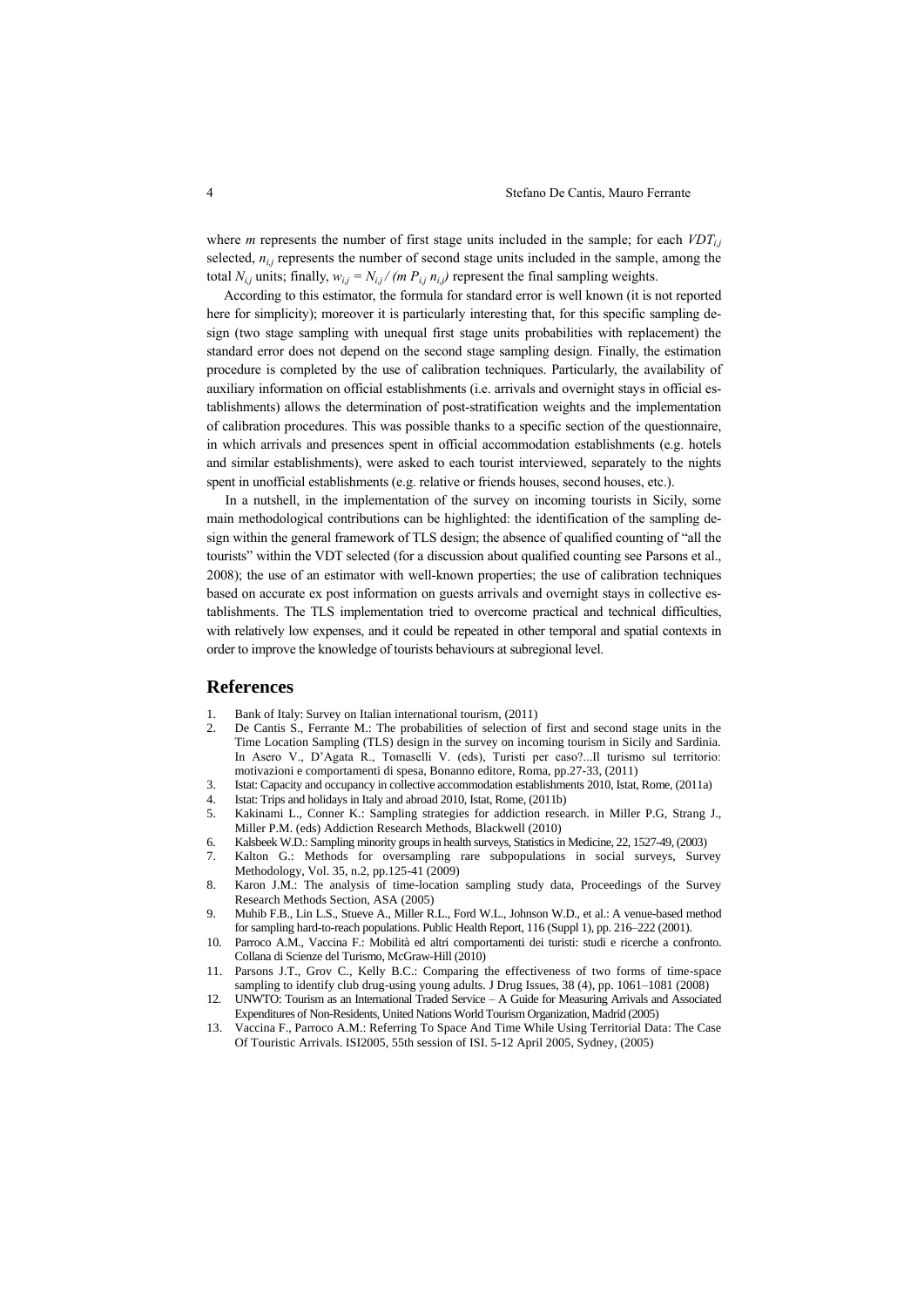where $m$ represents the number of first stage units included in the sample; for each $VDT_{i,j}$ selected, $n_{i,j}$ represents the number of second stage units included in the sample, among the total $N_{i,j}$ units; finally, $w_{i,j} = N_{i,j} / (m\, P_{i,j}\, n_{i,j})$ represent the final sampling weights.

According to this estimator, the formula for standard error is well known (it is not reported here for simplicity); moreover it is particularly interesting that, for this specific sampling design (two stage sampling with unequal first stage units probabilities with replacement) the standard error does not depend on the second stage sampling design. Finally, the estimation procedure is completed by the use of calibration techniques. Particularly, the availability of auxiliary information on official establishments (i.e. arrivals and overnight stays in official establishments) allows the determination of post-stratification weights and the implementation of calibration procedures. This was possible thanks to a specific section of the questionnaire, in which arrivals and presences spent in official accommodation establishments (e.g. hotels and similar establishments), were asked to each tourist interviewed, separately to the nights spent in unofficial establishments (e.g. relative or friends houses, second houses, etc.).

In a nutshell, in the implementation of the survey on incoming tourists in Sicily, some main methodological contributions can be highlighted: the identification of the sampling design within the general framework of TLS design; the absence of qualified counting of "all the tourists" within the VDT selected (for a discussion about qualified counting see Parsons et al., 2008); the use of an estimator with well-known properties; the use of calibration techniques based on accurate ex post information on guests arrivals and overnight stays in collective establishments. The TLS implementation tried to overcome practical and technical difficulties, with relatively low expenses, and it could be repeated in other temporal and spatial contexts in order to improve the knowledge of tourists behaviours at subregional level.

## References

1. Bank of Italy: Survey on Italian international tourism, (2011)
2. De Cantis S., Ferrante M.: The probabilities of selection of first and second stage units in the Time Location Sampling (TLS) design in the survey on incoming tourism in Sicily and Sardinia. In Asero V., D'Agata R., Tomaselli V. (eds), Turisti per caso?...Il turismo sul territorio: motivazioni e comportamenti di spesa, Bonanno editore, Roma, pp.27-33, (2011)
3. Istat: Capacity and occupancy in collective accommodation establishments 2010, Istat, Rome, (2011a)
4. Istat: Trips and holidays in Italy and abroad 2010, Istat, Rome, (2011b)
5. Kakinami L., Conner K.: Sampling strategies for addiction research. in Miller P.G, Strang J., Miller P.M. (eds) Addiction Research Methods, Blackwell (2010)
6. Kalsbeek W.D.: Sampling minority groups in health surveys, Statistics in Medicine, 22, 1527-49, (2003)
7. Kalton G.: Methods for oversampling rare subpopulations in social surveys, Survey Methodology, Vol. 35, n.2, pp.125-41 (2009)
8. Karon J.M.: The analysis of time-location sampling study data, Proceedings of the Survey Research Methods Section, ASA (2005)
9. Muhib F.B., Lin L.S., Stueve A., Miller R.L., Ford W.L., Johnson W.D., et al.: A venue-based method for sampling hard-to-reach populations. Public Health Report, 116 (Suppl 1), pp. 216–222 (2001).
10. Parroco A.M., Vaccina F.: Mobilità ed altri comportamenti dei turisti: studi e ricerche a confronto. Collana di Scienze del Turismo, McGraw-Hill (2010)
11. Parsons J.T., Grov C., Kelly B.C.: Comparing the effectiveness of two forms of time-space sampling to identify club drug-using young adults. J Drug Issues, 38 (4), pp. 1061–1081 (2008)
12. UNWTO: Tourism as an International Traded Service – A Guide for Measuring Arrivals and Associated Expenditures of Non-Residents, United Nations World Tourism Organization, Madrid (2005)
13. Vaccina F., Parroco A.M.: Referring To Space And Time While Using Territorial Data: The Case Of Touristic Arrivals. ISI2005, 55th session of ISI. 5-12 April 2005, Sydney, (2005)